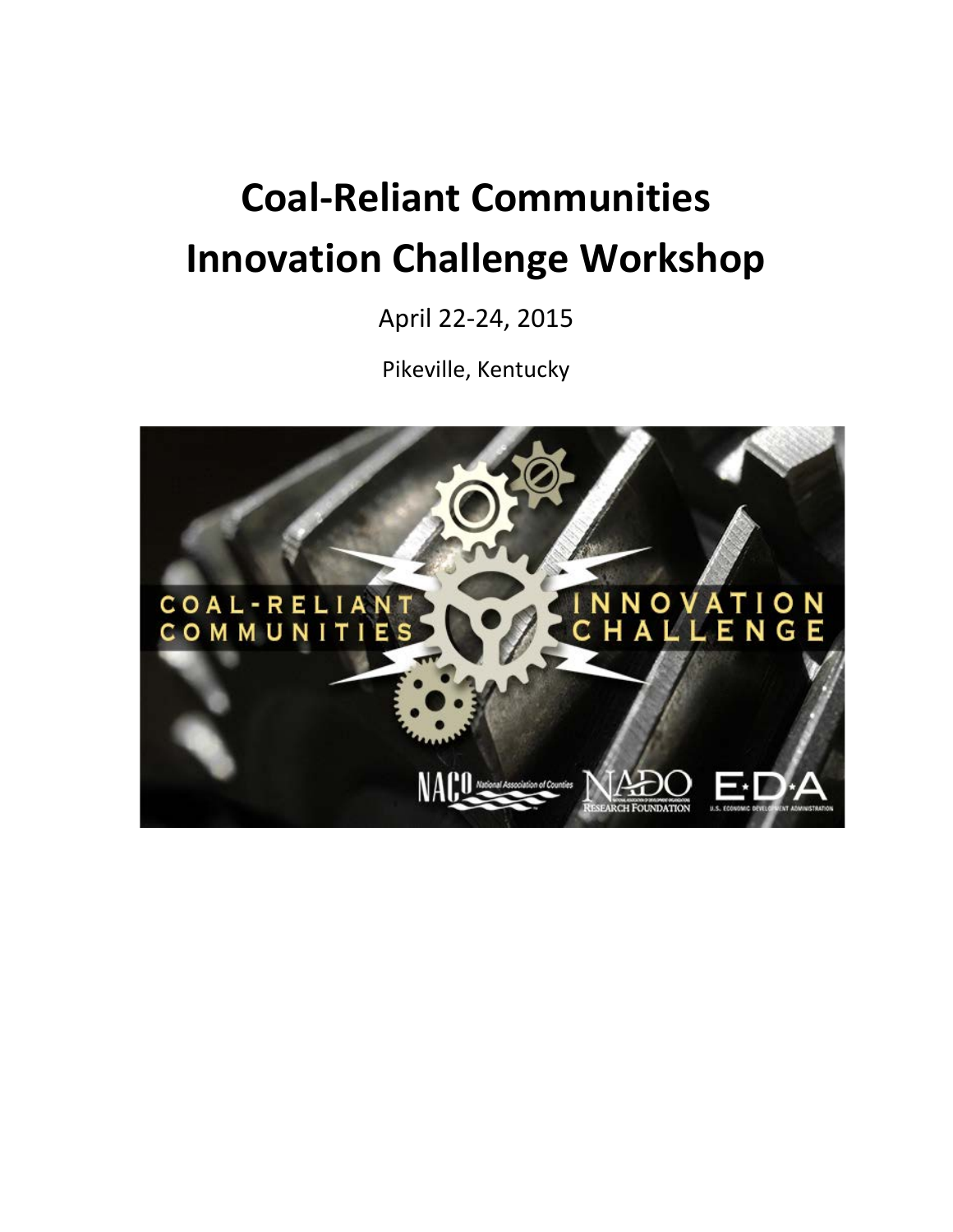# Coal-Reliant Communities Innovation Challenge Workshop

April 22-24, 2015

Pikeville, Kentucky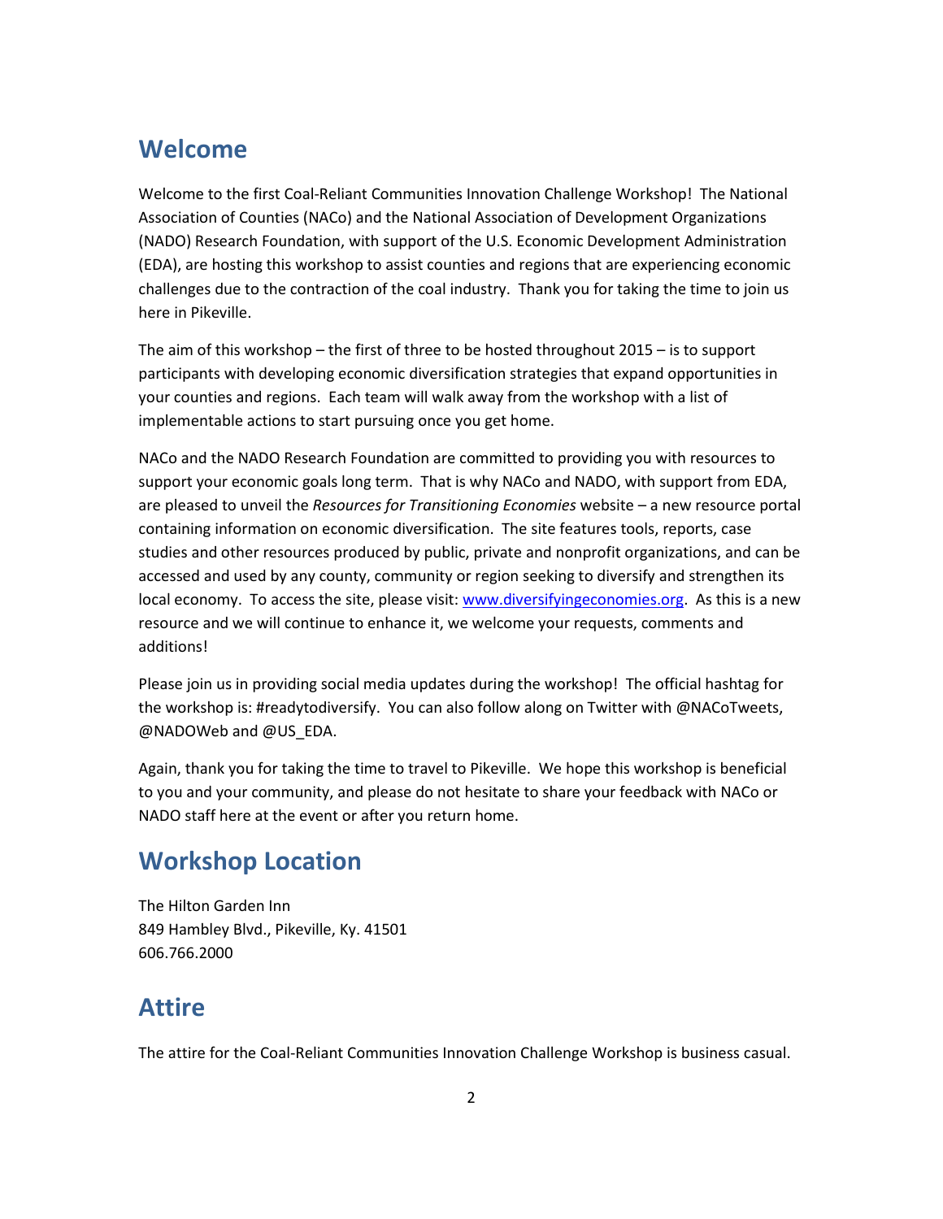## Welcome

Welcome to the first Coal-Reliant Communities Innovation Challenge Workshop! The National Association of Counties (NACo) and the National Association of Development Organizations (NADO) Research Foundation, with support of the U.S. Economic Development Administration (EDA), are hosting this workshop to assist counties and regions that are experiencing economic challenges due to the contraction of the coal industry. Thank you for taking the time to join us here in Pikeville.

The aim of this workshop – the first of three to be hosted throughout 2015 – is to support participants with developing economic diversification strategies that expand opportunities in your counties and regions. Each team will walk away from the workshop with a list of implementable actions to start pursuing once you get home.

NACo and the NADO Research Foundation are committed to providing you with resources to support your economic goals long term. That is why NACo and NADO, with support from EDA, are pleased to unveil the *Resources for Transitioning Economies* website – a new resource portal containing information on economic diversification. The site features tools, reports, case studies and other resources produced by public, private and nonprofit organizations, and can be accessed and used by any county, community or region seeking to diversify and strengthen its local economy. To access the site, please visit: [www.diversifyingeconomies.org](http://www.diversifyingeconomies.org). As this is a new resource and we will continue to enhance it, we welcome your requests, comments and additions!

Please join us in providing social media updates during the workshop! The official hashtag for the workshop is: #readytodiversify. You can also follow along on Twitter with @NACoTweets, @NADOWeb and @US_EDA.

Again, thank you for taking the time to travel to Pikeville. We hope this workshop is beneficial to you and your community, and please do not hesitate to share your feedback with NACo or NADO staff here at the event or after you return home.

## Workshop Location

The Hilton Garden Inn
849 Hambley Blvd., Pikeville, Ky. 41501
606.766.2000

## Attire

The attire for the Coal-Reliant Communities Innovation Challenge Workshop is business casual.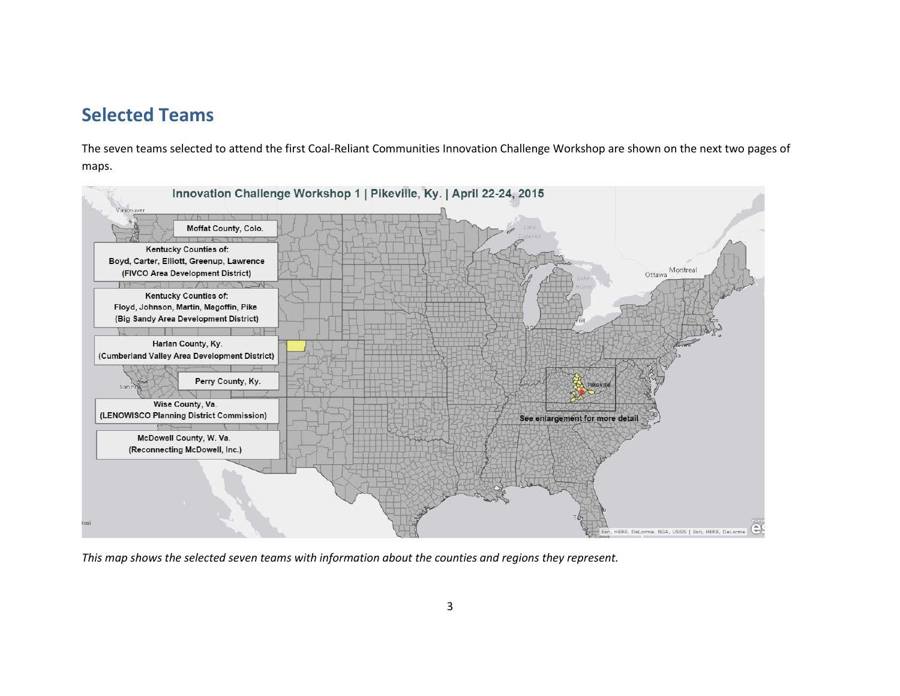## Selected Teams

The seven teams selected to attend the first Coal-Reliant Communities Innovation Challenge Workshop are shown on the next two pages of maps.

Innovation Challenge Workshop 1 | Pikeville, Ky. | April 22-24, 2015

Moffat County, Colo.

Kentucky Counties of:
Boyd, Carter, Elliott, Greenup, Lawrence
(FIVCO Area Development District)

Kentucky Counties of:
Floyd, Johnson, Martin, Magoffin, Pike
(Big Sandy Area Development District)

Harlan County, Ky.
(Cumberland Valley Area Development District)

Perry County, Ky.

Wise County, Va.
(LENOWISCO Planning District Commission)

McDowell County, W. Va.
(Reconnecting McDowell, Inc.)

Pikeville

See enlargement for more detail

*This map shows the selected seven teams with information about the counties and regions they represent.*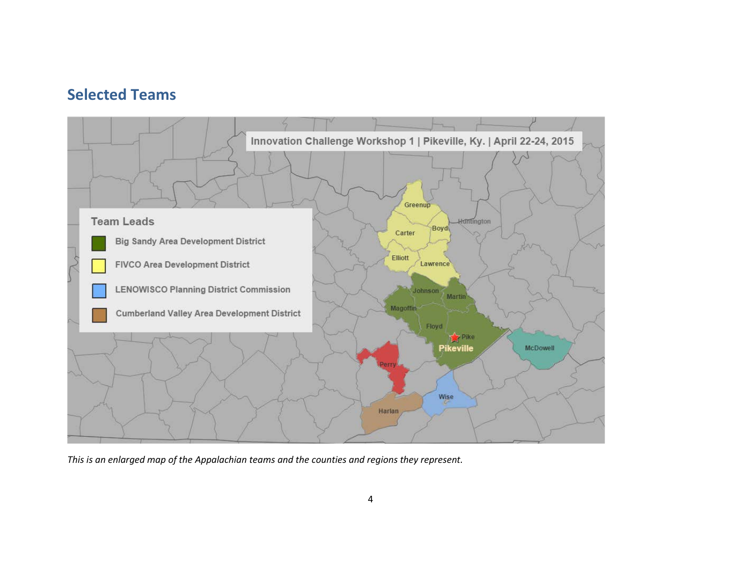## Selected Teams

Innovation Challenge Workshop 1 | Pikeville, Ky. | April 22-24, 2015

**Team Leads**

- Big Sandy Area Development District
- FIVCO Area Development District
- LENOWISCO Planning District Commission
- Cumberland Valley Area Development District

*This is an enlarged map of the Appalachian teams and the counties and regions they represent.*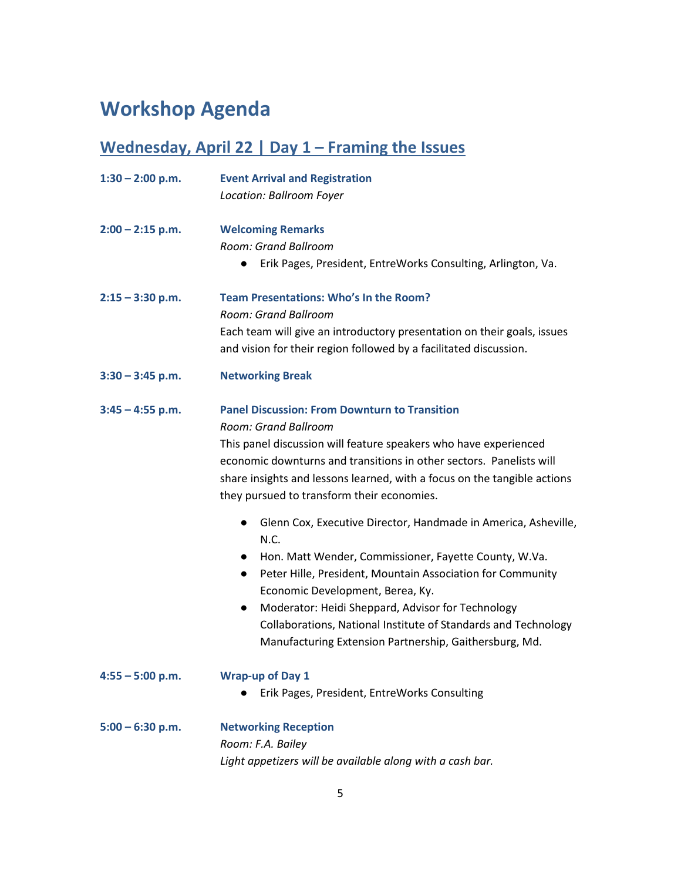# Workshop Agenda

## Wednesday, April 22 | Day 1 – Framing the Issues

**1:30 – 2:00 p.m.** **Event Arrival and Registration**
*Location: Ballroom Foyer*

**2:00 – 2:15 p.m.** **Welcoming Remarks**
*Room: Grand Ballroom*

- Erik Pages, President, EntreWorks Consulting, Arlington, Va.

**2:15 – 3:30 p.m.** **Team Presentations: Who's In the Room?**
*Room: Grand Ballroom*
Each team will give an introductory presentation on their goals, issues and vision for their region followed by a facilitated discussion.

**3:30 – 3:45 p.m.** **Networking Break**

**3:45 – 4:55 p.m.** **Panel Discussion: From Downturn to Transition**
*Room: Grand Ballroom*
This panel discussion will feature speakers who have experienced economic downturns and transitions in other sectors. Panelists will share insights and lessons learned, with a focus on the tangible actions they pursued to transform their economies.

- Glenn Cox, Executive Director, Handmade in America, Asheville, N.C.
- Hon. Matt Wender, Commissioner, Fayette County, W.Va.
- Peter Hille, President, Mountain Association for Community Economic Development, Berea, Ky.
- Moderator: Heidi Sheppard, Advisor for Technology Collaborations, National Institute of Standards and Technology Manufacturing Extension Partnership, Gaithersburg, Md.

**4:55 – 5:00 p.m.** **Wrap-up of Day 1**

- Erik Pages, President, EntreWorks Consulting

**5:00 – 6:30 p.m.** **Networking Reception**
*Room: F.A. Bailey*
*Light appetizers will be available along with a cash bar.*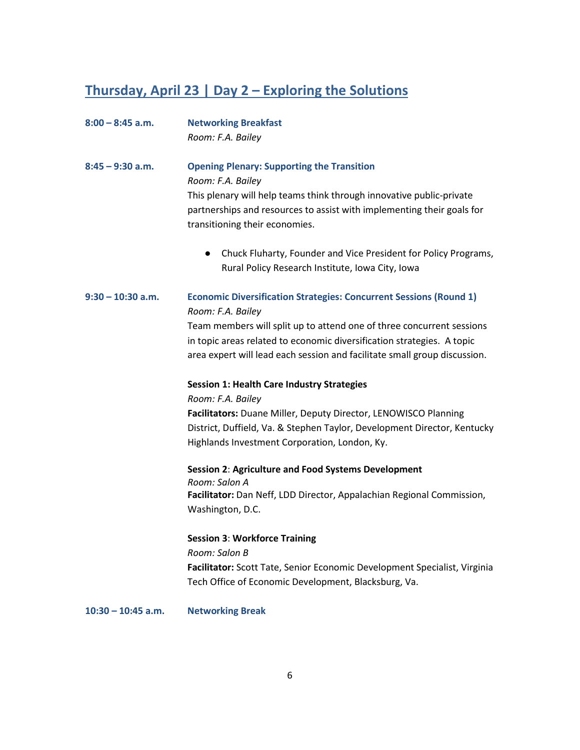## Thursday, April 23 | Day 2 – Exploring the Solutions

**8:00 – 8:45 a.m.** **Networking Breakfast**
*Room: F.A. Bailey*

**8:45 – 9:30 a.m.** **Opening Plenary: Supporting the Transition**
*Room: F.A. Bailey*
This plenary will help teams think through innovative public-private partnerships and resources to assist with implementing their goals for transitioning their economies.

- Chuck Fluharty, Founder and Vice President for Policy Programs, Rural Policy Research Institute, Iowa City, Iowa

**9:30 – 10:30 a.m.** **Economic Diversification Strategies: Concurrent Sessions (Round 1)**
*Room: F.A. Bailey*
Team members will split up to attend one of three concurrent sessions in topic areas related to economic diversification strategies. A topic area expert will lead each session and facilitate small group discussion.

**Session 1: Health Care Industry Strategies**
*Room: F.A. Bailey*
**Facilitators:** Duane Miller, Deputy Director, LENOWISCO Planning District, Duffield, Va. & Stephen Taylor, Development Director, Kentucky Highlands Investment Corporation, London, Ky.

**Session 2**: **Agriculture and Food Systems Development**
*Room: Salon A*
**Facilitator:** Dan Neff, LDD Director, Appalachian Regional Commission, Washington, D.C.

**Session 3**: **Workforce Training**
*Room: Salon B*
**Facilitator:** Scott Tate, Senior Economic Development Specialist, Virginia Tech Office of Economic Development, Blacksburg, Va.

**10:30 – 10:45 a.m.** **Networking Break**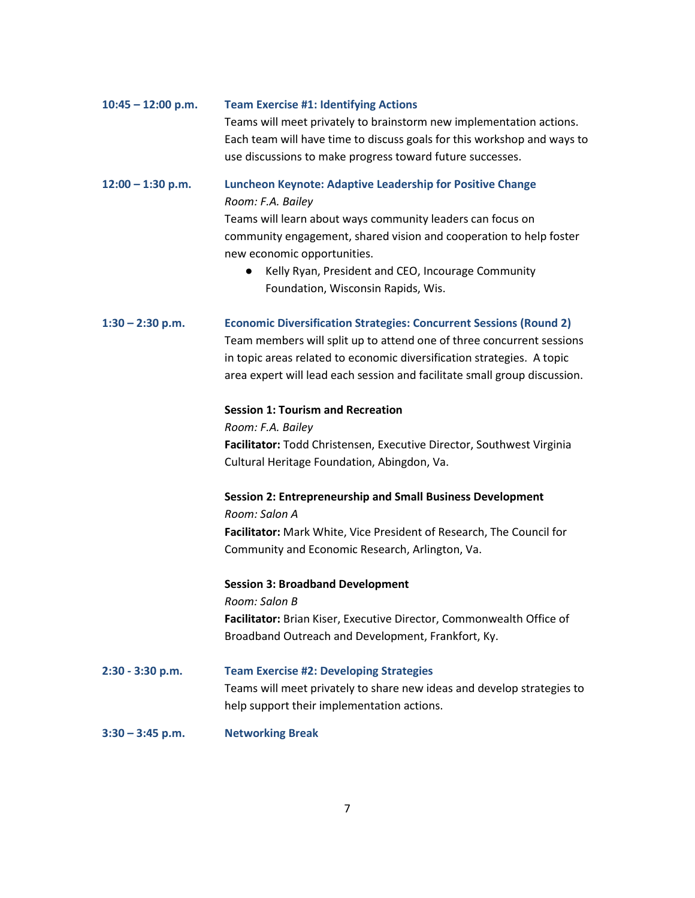**10:45 – 12:00 p.m.** **Team Exercise #1: Identifying Actions**

Teams will meet privately to brainstorm new implementation actions. Each team will have time to discuss goals for this workshop and ways to use discussions to make progress toward future successes.

**12:00 – 1:30 p.m.** **Luncheon Keynote: Adaptive Leadership for Positive Change**

*Room: F.A. Bailey*

Teams will learn about ways community leaders can focus on community engagement, shared vision and cooperation to help foster new economic opportunities.

- Kelly Ryan, President and CEO, Incourage Community Foundation, Wisconsin Rapids, Wis.

**1:30 – 2:30 p.m.** **Economic Diversification Strategies: Concurrent Sessions (Round 2)**

Team members will split up to attend one of three concurrent sessions in topic areas related to economic diversification strategies. A topic area expert will lead each session and facilitate small group discussion.

**Session 1: Tourism and Recreation**

*Room: F.A. Bailey*

**Facilitator:** Todd Christensen, Executive Director, Southwest Virginia Cultural Heritage Foundation, Abingdon, Va.

**Session 2: Entrepreneurship and Small Business Development**

*Room: Salon A*

**Facilitator:** Mark White, Vice President of Research, The Council for Community and Economic Research, Arlington, Va.

**Session 3: Broadband Development**

*Room: Salon B*

**Facilitator:** Brian Kiser, Executive Director, Commonwealth Office of Broadband Outreach and Development, Frankfort, Ky.

**2:30 - 3:30 p.m.** **Team Exercise #2: Developing Strategies**

Teams will meet privately to share new ideas and develop strategies to help support their implementation actions.

**3:30 – 3:45 p.m.** **Networking Break**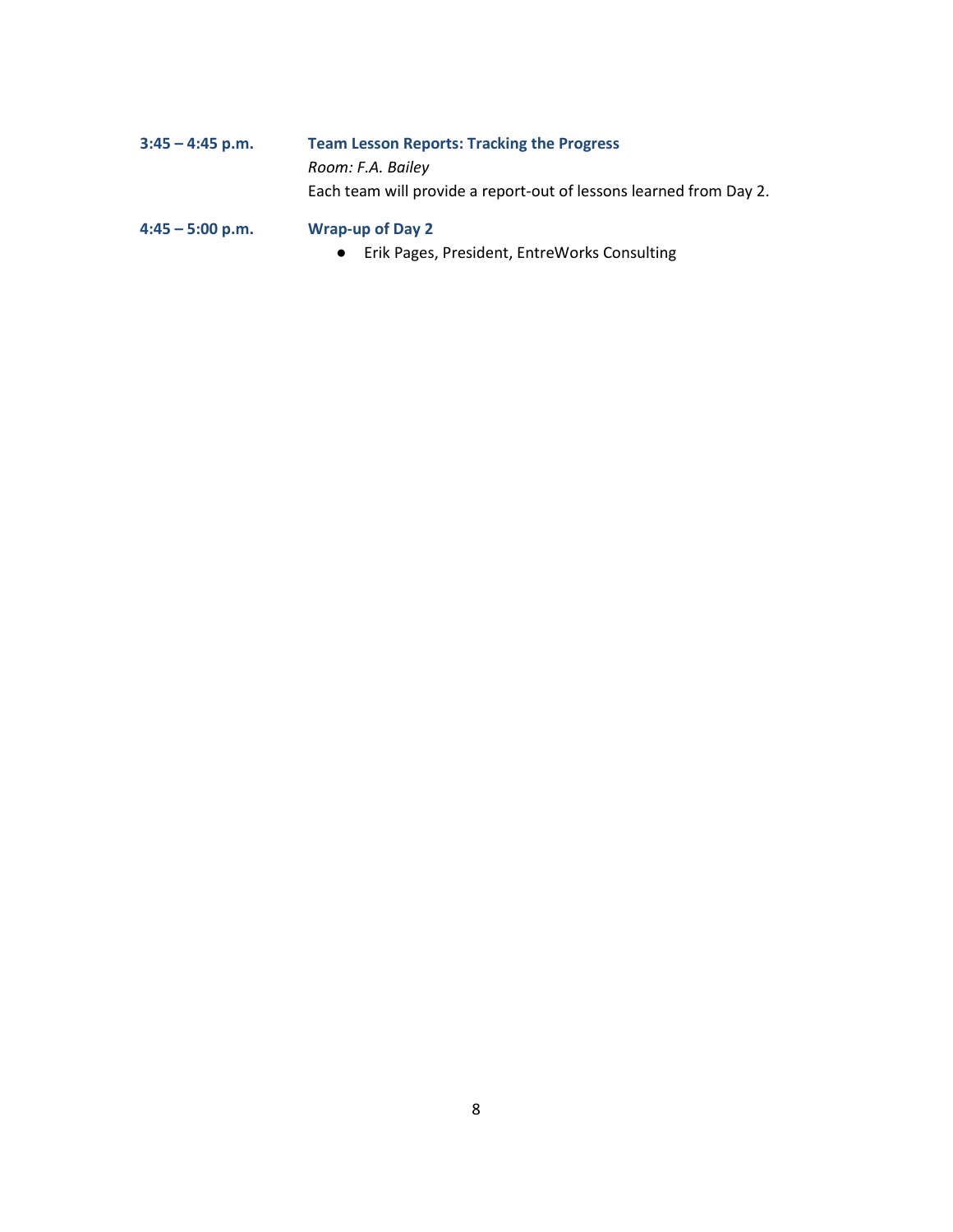**3:45 – 4:45 p.m.** **Team Lesson Reports: Tracking the Progress**
*Room: F.A. Bailey*
Each team will provide a report-out of lessons learned from Day 2.

**4:45 – 5:00 p.m.** **Wrap-up of Day 2**

- Erik Pages, President, EntreWorks Consulting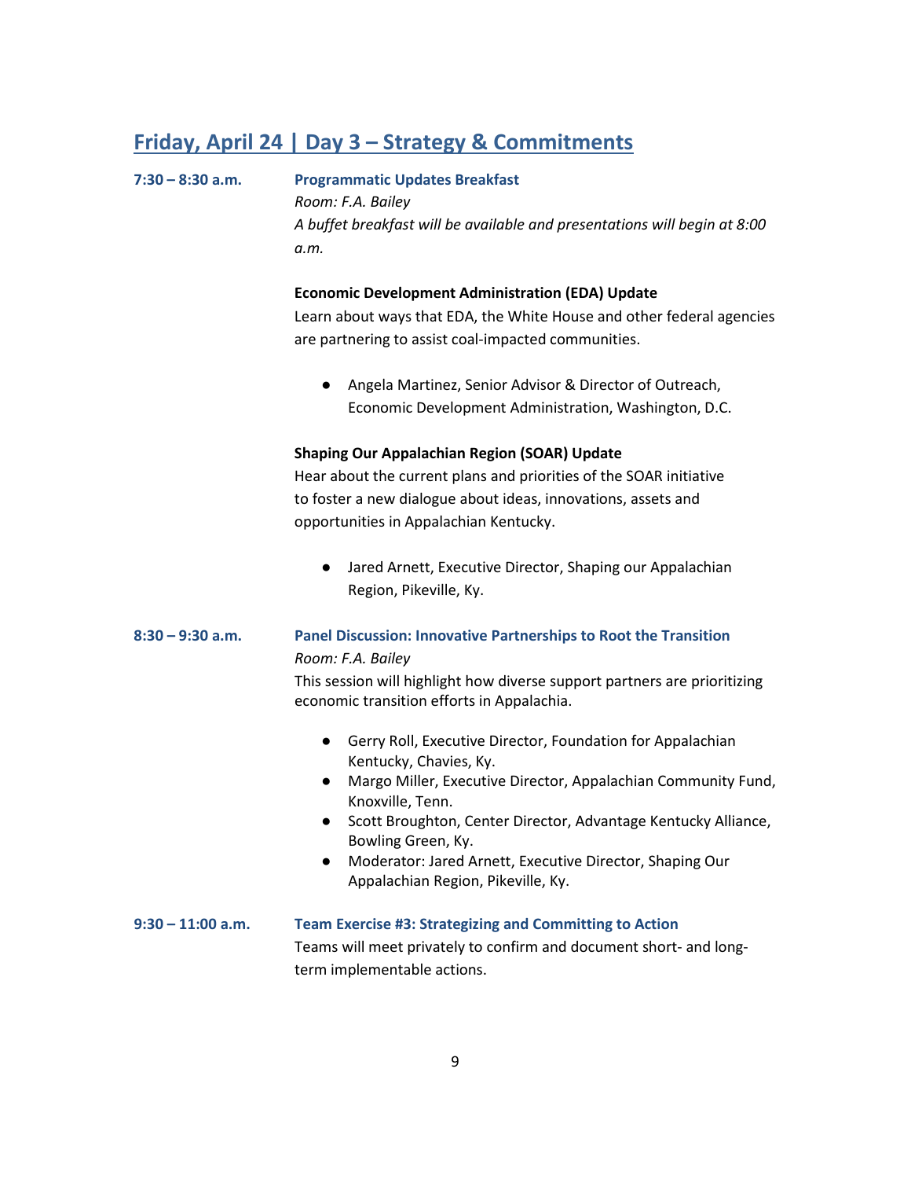## Friday, April 24 | Day 3 – Strategy & Commitments

**7:30 – 8:30 a.m.** **Programmatic Updates Breakfast**

*Room: F.A. Bailey*

*A buffet breakfast will be available and presentations will begin at 8:00 a.m.*

**Economic Development Administration (EDA) Update**

Learn about ways that EDA, the White House and other federal agencies are partnering to assist coal-impacted communities.

- Angela Martinez, Senior Advisor & Director of Outreach, Economic Development Administration, Washington, D.C.

**Shaping Our Appalachian Region (SOAR) Update**

Hear about the current plans and priorities of the SOAR initiative to foster a new dialogue about ideas, innovations, assets and opportunities in Appalachian Kentucky.

- Jared Arnett, Executive Director, Shaping our Appalachian Region, Pikeville, Ky.

**8:30 – 9:30 a.m.** **Panel Discussion: Innovative Partnerships to Root the Transition**

*Room: F.A. Bailey*

This session will highlight how diverse support partners are prioritizing economic transition efforts in Appalachia.

- Gerry Roll, Executive Director, Foundation for Appalachian Kentucky, Chavies, Ky.
- Margo Miller, Executive Director, Appalachian Community Fund, Knoxville, Tenn.
- Scott Broughton, Center Director, Advantage Kentucky Alliance, Bowling Green, Ky.
- Moderator: Jared Arnett, Executive Director, Shaping Our Appalachian Region, Pikeville, Ky.

**9:30 – 11:00 a.m.** **Team Exercise #3: Strategizing and Committing to Action**

Teams will meet privately to confirm and document short- and long-term implementable actions.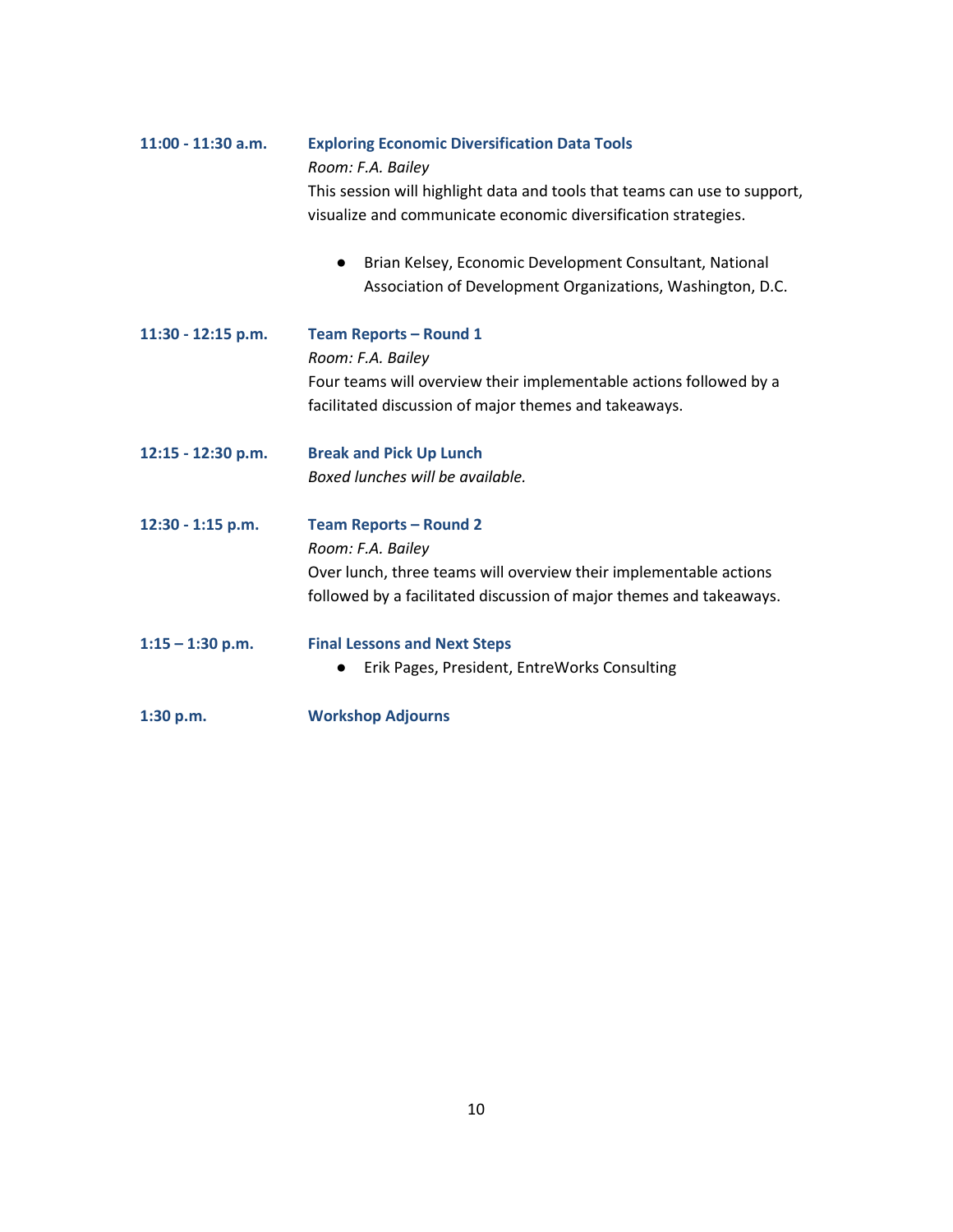**11:00 - 11:30 a.m.** **Exploring Economic Diversification Data Tools**

*Room: F.A. Bailey*

This session will highlight data and tools that teams can use to support, visualize and communicate economic diversification strategies.

- Brian Kelsey, Economic Development Consultant, National Association of Development Organizations, Washington, D.C.

**11:30 - 12:15 p.m.** **Team Reports – Round 1**

*Room: F.A. Bailey*

Four teams will overview their implementable actions followed by a facilitated discussion of major themes and takeaways.

**12:15 - 12:30 p.m.** **Break and Pick Up Lunch**

*Boxed lunches will be available.*

**12:30 - 1:15 p.m.** **Team Reports – Round 2**

*Room: F.A. Bailey*

Over lunch, three teams will overview their implementable actions followed by a facilitated discussion of major themes and takeaways.

**1:15 – 1:30 p.m.** **Final Lessons and Next Steps**

- Erik Pages, President, EntreWorks Consulting

**1:30 p.m.** **Workshop Adjourns**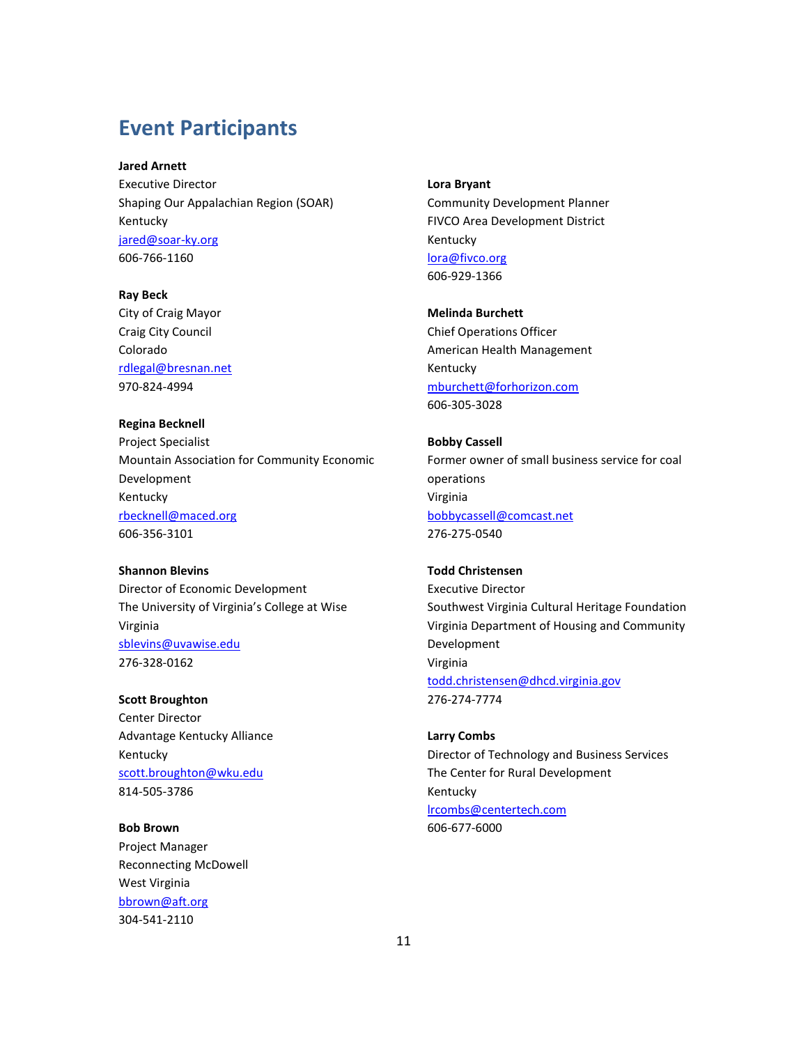# Event Participants

**Jared Arnett**
Executive Director
Shaping Our Appalachian Region (SOAR)
Kentucky
jared@soar-ky.org
606-766-1160

**Ray Beck**
City of Craig Mayor
Craig City Council
Colorado
rdlegal@bresnan.net
970-824-4994

**Regina Becknell**
Project Specialist
Mountain Association for Community Economic Development
Kentucky
rbecknell@maced.org
606-356-3101

**Shannon Blevins**
Director of Economic Development
The University of Virginia's College at Wise
Virginia
sblevins@uvawise.edu
276-328-0162

**Scott Broughton**
Center Director
Advantage Kentucky Alliance
Kentucky
scott.broughton@wku.edu
814-505-3786

**Bob Brown**
Project Manager
Reconnecting McDowell
West Virginia
bbrown@aft.org
304-541-2110

**Lora Bryant**
Community Development Planner
FIVCO Area Development District
Kentucky
lora@fivco.org
606-929-1366

**Melinda Burchett**
Chief Operations Officer
American Health Management
Kentucky
mburchett@forhorizon.com
606-305-3028

**Bobby Cassell**
Former owner of small business service for coal operations
Virginia
bobbycassell@comcast.net
276-275-0540

**Todd Christensen**
Executive Director
Southwest Virginia Cultural Heritage Foundation
Virginia Department of Housing and Community Development
Virginia
todd.christensen@dhcd.virginia.gov
276-274-7774

**Larry Combs**
Director of Technology and Business Services
The Center for Rural Development
Kentucky
lrcombs@centertech.com
606-677-6000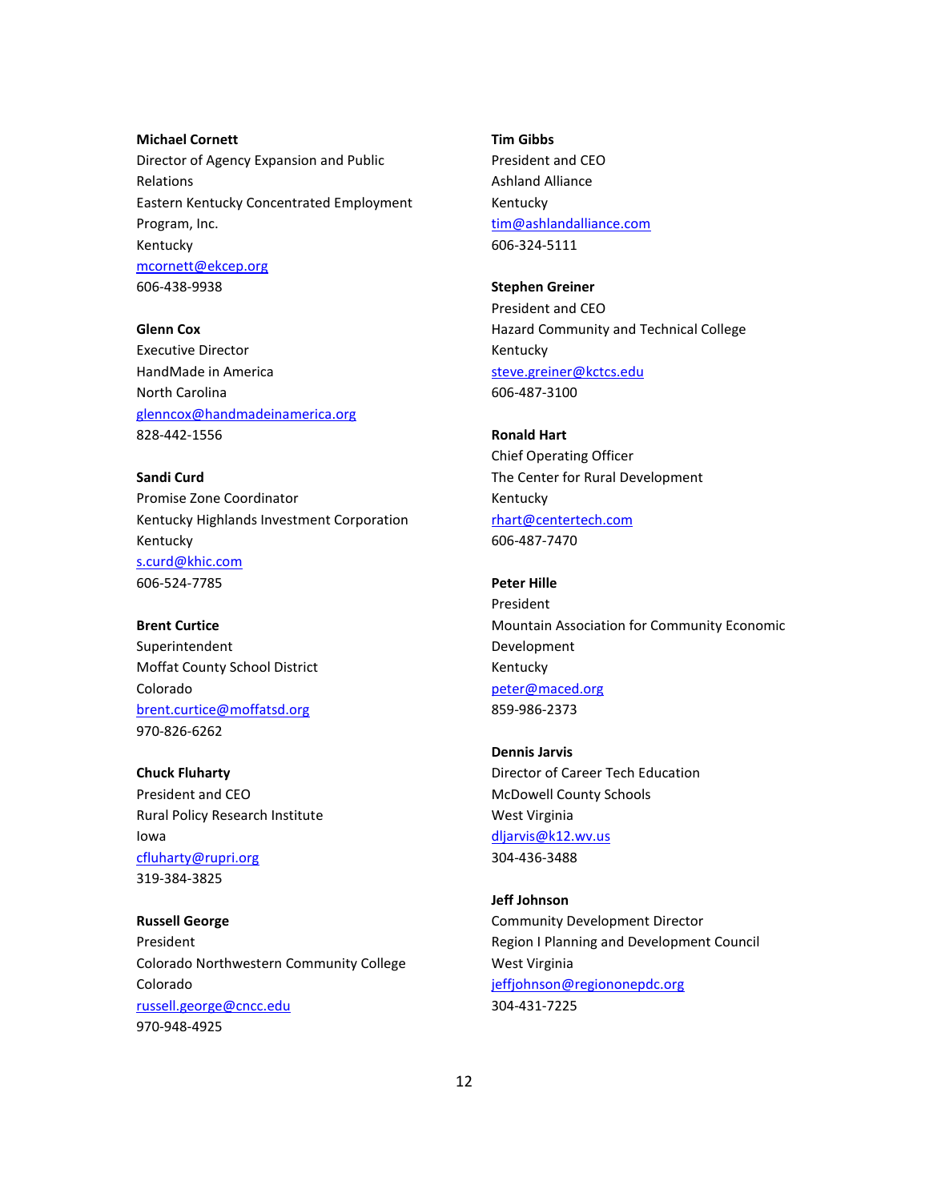**Michael Cornett**
Director of Agency Expansion and Public Relations
Eastern Kentucky Concentrated Employment Program, Inc.
Kentucky
mcornett@ekcep.org
606-438-9938

**Glenn Cox**
Executive Director
HandMade in America
North Carolina
glenncox@handmadeinamerica.org
828-442-1556

**Sandi Curd**
Promise Zone Coordinator
Kentucky Highlands Investment Corporation
Kentucky
s.curd@khic.com
606-524-7785

**Brent Curtice**
Superintendent
Moffat County School District
Colorado
brent.curtice@moffatsd.org
970-826-6262

**Chuck Fluharty**
President and CEO
Rural Policy Research Institute
Iowa
cfluharty@rupri.org
319-384-3825

**Russell George**
President
Colorado Northwestern Community College
Colorado
russell.george@cncc.edu
970-948-4925

**Tim Gibbs**
President and CEO
Ashland Alliance
Kentucky
tim@ashlandalliance.com
606-324-5111

**Stephen Greiner**
President and CEO
Hazard Community and Technical College
Kentucky
steve.greiner@kctcs.edu
606-487-3100

**Ronald Hart**
Chief Operating Officer
The Center for Rural Development
Kentucky
rhart@centertech.com
606-487-7470

**Peter Hille**
President
Mountain Association for Community Economic Development
Kentucky
peter@maced.org
859-986-2373

**Dennis Jarvis**
Director of Career Tech Education
McDowell County Schools
West Virginia
dljarvis@k12.wv.us
304-436-3488

**Jeff Johnson**
Community Development Director
Region I Planning and Development Council
West Virginia
jeffjohnson@regiononepdc.org
304-431-7225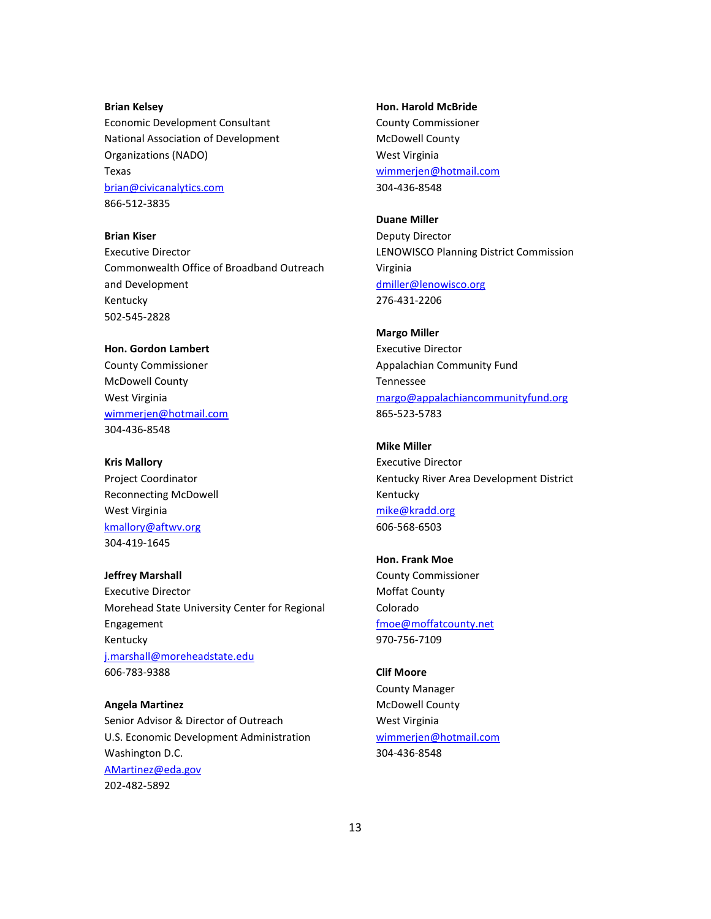**Brian Kelsey**
Economic Development Consultant
National Association of Development Organizations (NADO)
Texas
brian@civicanalytics.com
866-512-3835

**Brian Kiser**
Executive Director
Commonwealth Office of Broadband Outreach and Development
Kentucky
502-545-2828

**Hon. Gordon Lambert**
County Commissioner
McDowell County
West Virginia
wimmerjen@hotmail.com
304-436-8548

**Kris Mallory**
Project Coordinator
Reconnecting McDowell
West Virginia
kmallory@aftwv.org
304-419-1645

**Jeffrey Marshall**
Executive Director
Morehead State University Center for Regional Engagement
Kentucky
j.marshall@moreheadstate.edu
606-783-9388

**Angela Martinez**
Senior Advisor & Director of Outreach
U.S. Economic Development Administration
Washington D.C.
AMartinez@eda.gov
202-482-5892

**Hon. Harold McBride**
County Commissioner
McDowell County
West Virginia
wimmerjen@hotmail.com
304-436-8548

**Duane Miller**
Deputy Director
LENOWISCO Planning District Commission
Virginia
dmiller@lenowisco.org
276-431-2206

**Margo Miller**
Executive Director
Appalachian Community Fund
Tennessee
margo@appalachiancommunityfund.org
865-523-5783

**Mike Miller**
Executive Director
Kentucky River Area Development District
Kentucky
mike@kradd.org
606-568-6503

**Hon. Frank Moe**
County Commissioner
Moffat County
Colorado
fmoe@moffatcounty.net
970-756-7109

**Clif Moore**
County Manager
McDowell County
West Virginia
wimmerjen@hotmail.com
304-436-8548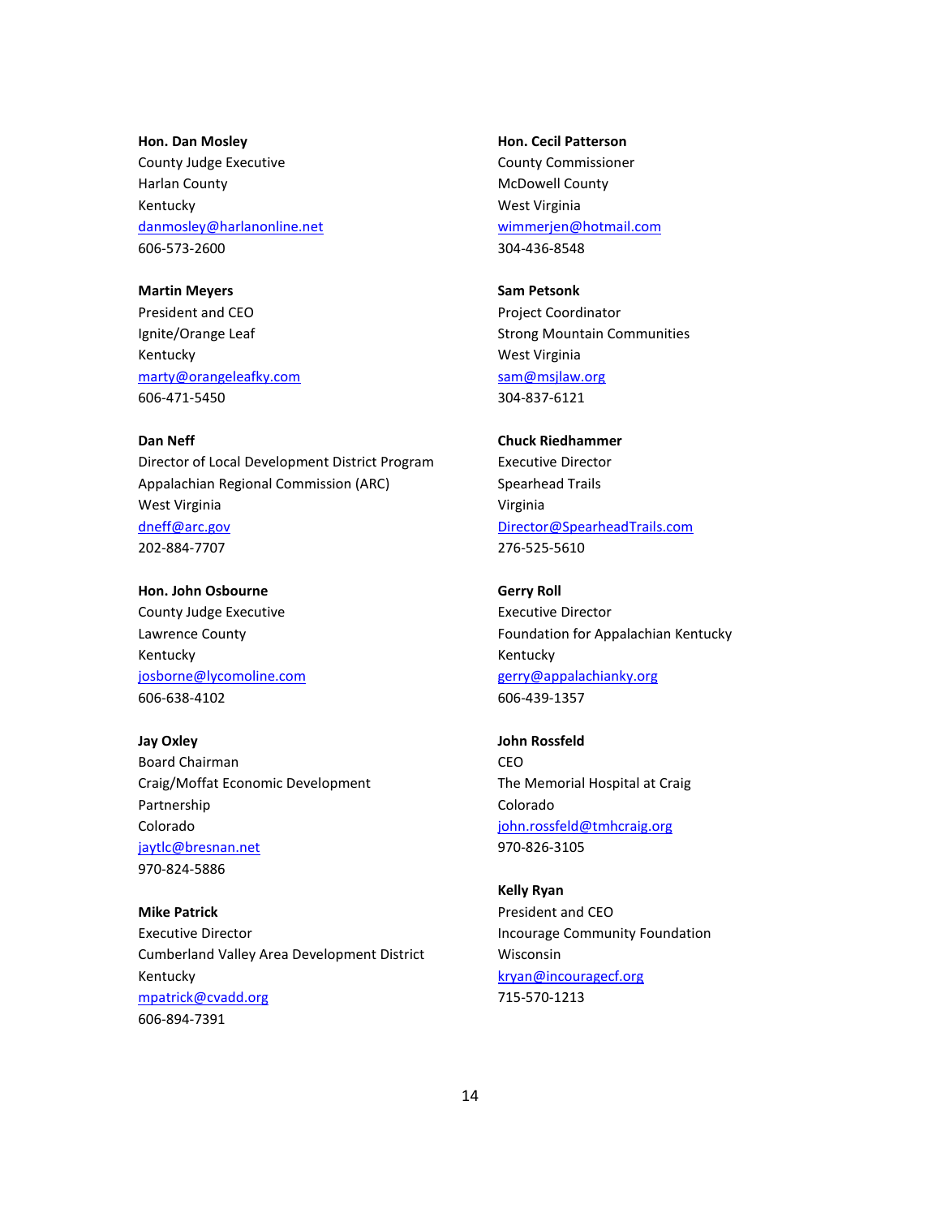**Hon. Dan Mosley**
County Judge Executive
Harlan County
Kentucky
danmosley@harlanonline.net
606-573-2600

**Martin Meyers**
President and CEO
Ignite/Orange Leaf
Kentucky
marty@orangeleafky.com
606-471-5450

**Dan Neff**
Director of Local Development District Program
Appalachian Regional Commission (ARC)
West Virginia
dneff@arc.gov
202-884-7707

**Hon. John Osbourne**
County Judge Executive
Lawrence County
Kentucky
josborne@lycomoline.com
606-638-4102

**Jay Oxley**
Board Chairman
Craig/Moffat Economic Development Partnership
Colorado
jaytlc@bresnan.net
970-824-5886

**Mike Patrick**
Executive Director
Cumberland Valley Area Development District
Kentucky
mpatrick@cvadd.org
606-894-7391

**Hon. Cecil Patterson**
County Commissioner
McDowell County
West Virginia
wimmerjen@hotmail.com
304-436-8548

**Sam Petsonk**
Project Coordinator
Strong Mountain Communities
West Virginia
sam@msjlaw.org
304-837-6121

**Chuck Riedhammer**
Executive Director
Spearhead Trails
Virginia
Director@SpearheadTrails.com
276-525-5610

**Gerry Roll**
Executive Director
Foundation for Appalachian Kentucky
Kentucky
gerry@appalachianky.org
606-439-1357

**John Rossfeld**
CEO
The Memorial Hospital at Craig
Colorado
john.rossfeld@tmhcraig.org
970-826-3105

**Kelly Ryan**
President and CEO
Incourage Community Foundation
Wisconsin
kryan@incouragecf.org
715-570-1213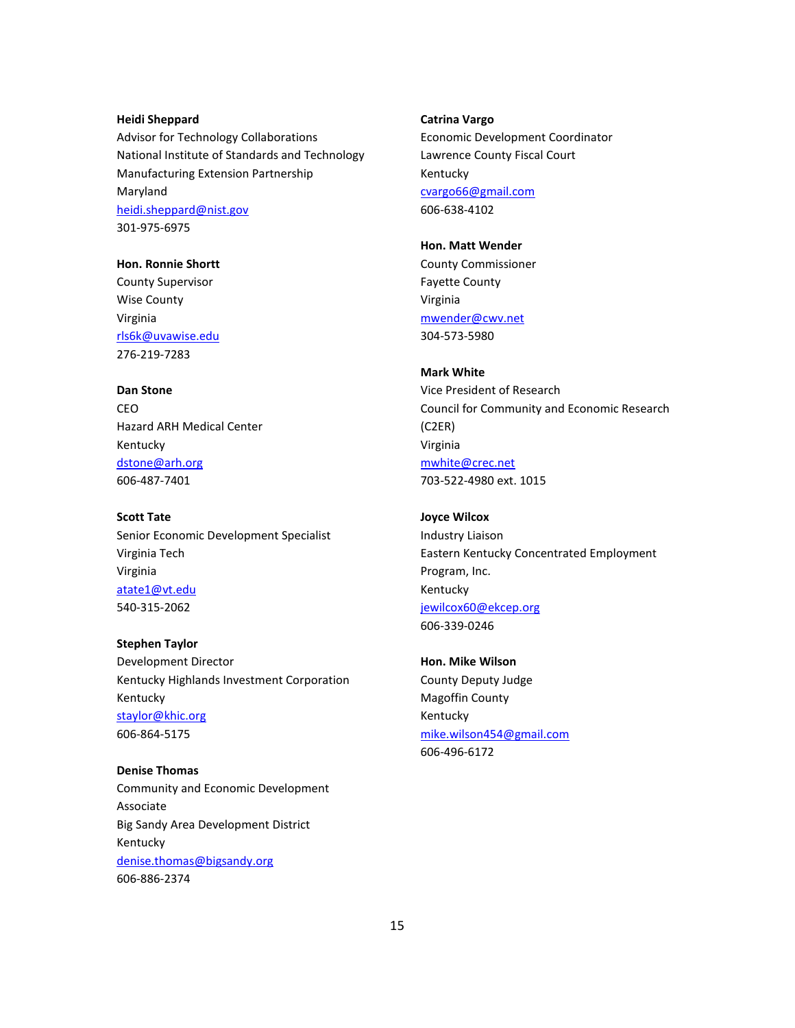**Heidi Sheppard**
Advisor for Technology Collaborations
National Institute of Standards and Technology
Manufacturing Extension Partnership
Maryland
heidi.sheppard@nist.gov
301-975-6975

**Hon. Ronnie Shortt**
County Supervisor
Wise County
Virginia
rls6k@uvawise.edu
276-219-7283

**Dan Stone**
CEO
Hazard ARH Medical Center
Kentucky
dstone@arh.org
606-487-7401

**Scott Tate**
Senior Economic Development Specialist
Virginia Tech
Virginia
atate1@vt.edu
540-315-2062

**Stephen Taylor**
Development Director
Kentucky Highlands Investment Corporation
Kentucky
staylor@khic.org
606-864-5175

**Denise Thomas**
Community and Economic Development Associate
Big Sandy Area Development District
Kentucky
denise.thomas@bigsandy.org
606-886-2374

**Catrina Vargo**
Economic Development Coordinator
Lawrence County Fiscal Court
Kentucky
cvargo66@gmail.com
606-638-4102

**Hon. Matt Wender**
County Commissioner
Fayette County
Virginia
mwender@cwv.net
304-573-5980

**Mark White**
Vice President of Research
Council for Community and Economic Research (C2ER)
Virginia
mwhite@crec.net
703-522-4980 ext. 1015

**Joyce Wilcox**
Industry Liaison
Eastern Kentucky Concentrated Employment Program, Inc.
Kentucky
jewilcox60@ekcep.org
606-339-0246

**Hon. Mike Wilson**
County Deputy Judge
Magoffin County
Kentucky
mike.wilson454@gmail.com
606-496-6172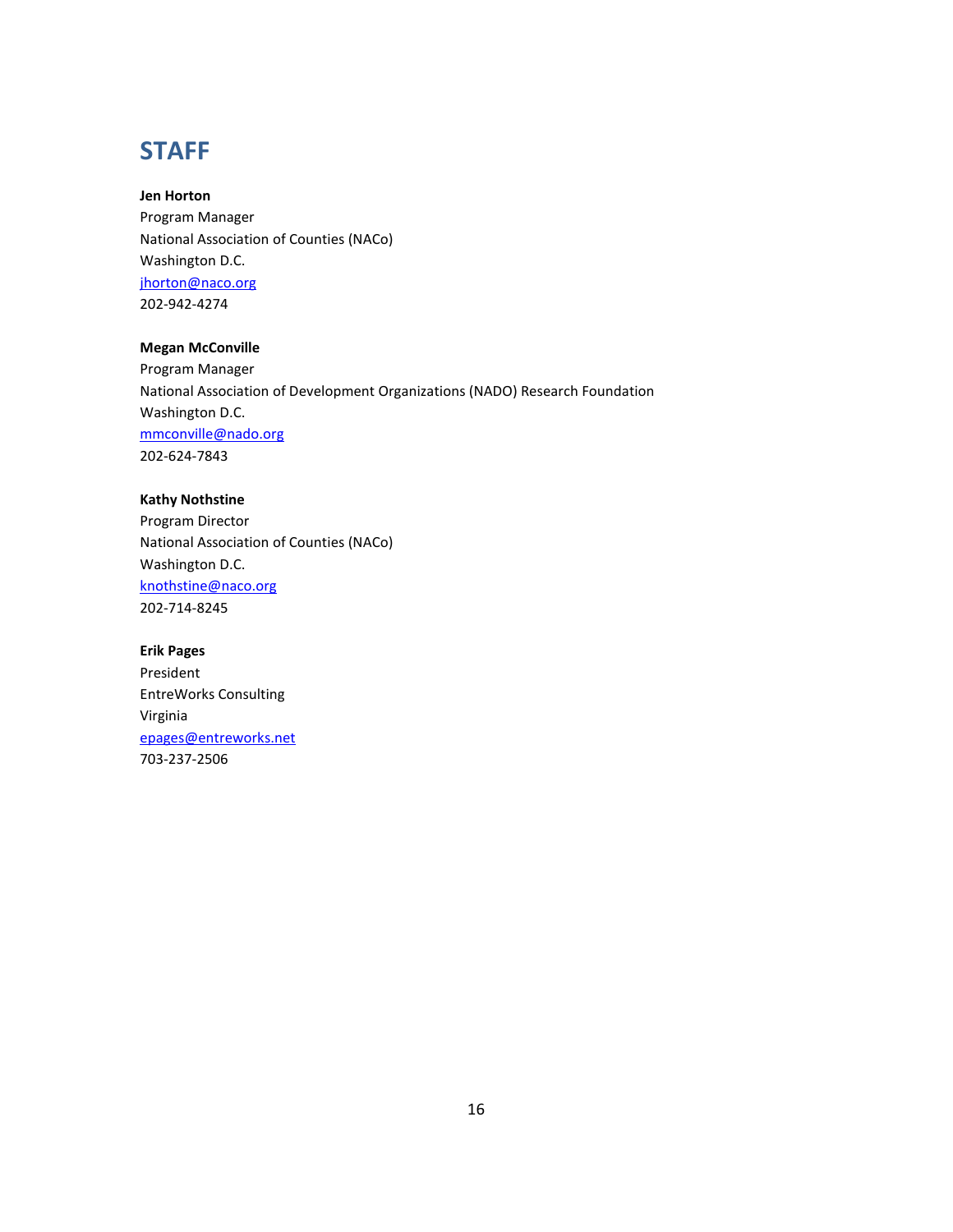## STAFF

**Jen Horton**
Program Manager
National Association of Counties (NACo)
Washington D.C.
jhorton@naco.org
202-942-4274

**Megan McConville**
Program Manager
National Association of Development Organizations (NADO) Research Foundation
Washington D.C.
mmconville@nado.org
202-624-7843

**Kathy Nothstine**
Program Director
National Association of Counties (NACo)
Washington D.C.
knothstine@naco.org
202-714-8245

**Erik Pages**
President
EntreWorks Consulting
Virginia
epages@entreworks.net
703-237-2506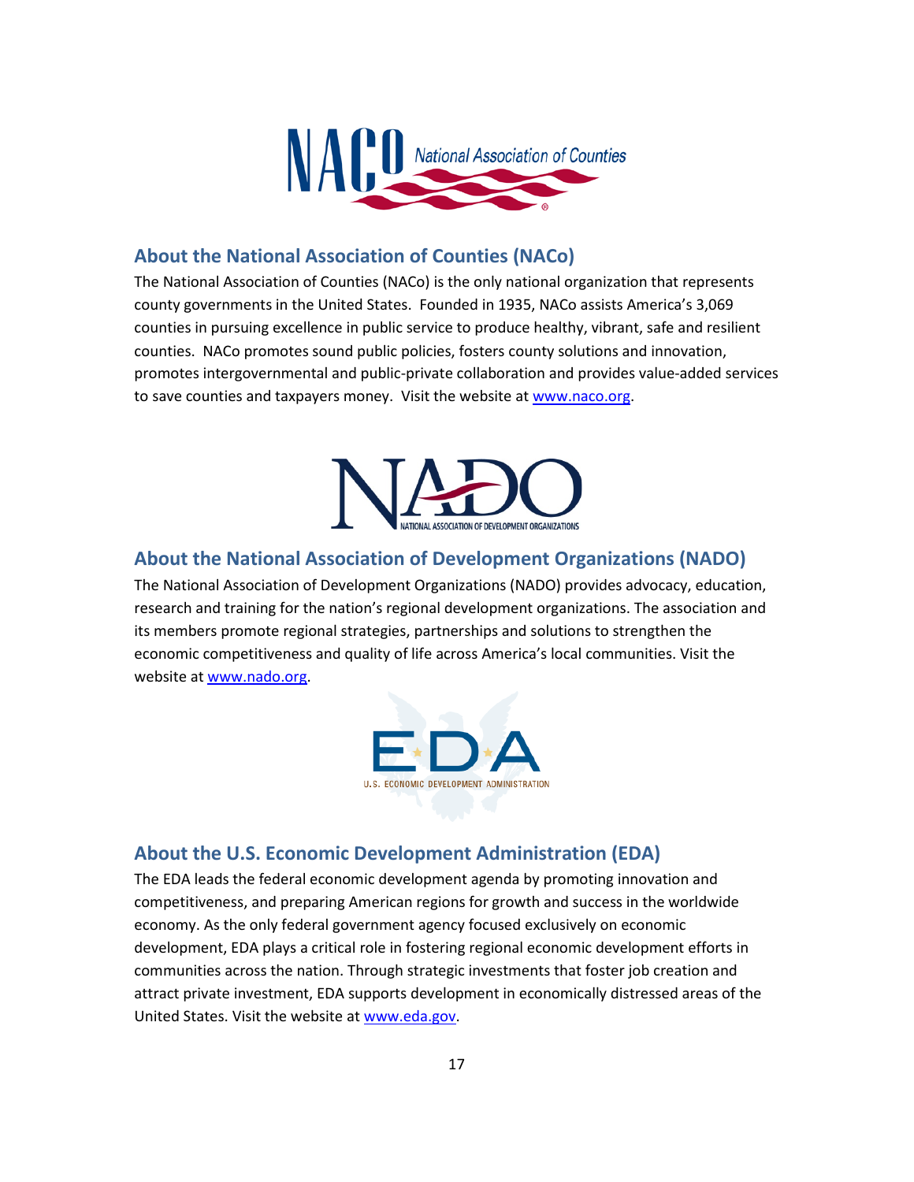## About the National Association of Counties (NACo)

The National Association of Counties (NACo) is the only national organization that represents county governments in the United States. Founded in 1935, NACo assists America's 3,069 counties in pursuing excellence in public service to produce healthy, vibrant, safe and resilient counties. NACo promotes sound public policies, fosters county solutions and innovation, promotes intergovernmental and public-private collaboration and provides value-added services to save counties and taxpayers money. Visit the website at [www.naco.org](http://www.naco.org).

## About the National Association of Development Organizations (NADO)

The National Association of Development Organizations (NADO) provides advocacy, education, research and training for the nation's regional development organizations. The association and its members promote regional strategies, partnerships and solutions to strengthen the economic competitiveness and quality of life across America's local communities. Visit the website at [www.nado.org](http://www.nado.org).

## About the U.S. Economic Development Administration (EDA)

The EDA leads the federal economic development agenda by promoting innovation and competitiveness, and preparing American regions for growth and success in the worldwide economy. As the only federal government agency focused exclusively on economic development, EDA plays a critical role in fostering regional economic development efforts in communities across the nation. Through strategic investments that foster job creation and attract private investment, EDA supports development in economically distressed areas of the United States. Visit the website at [www.eda.gov](http://www.eda.gov).